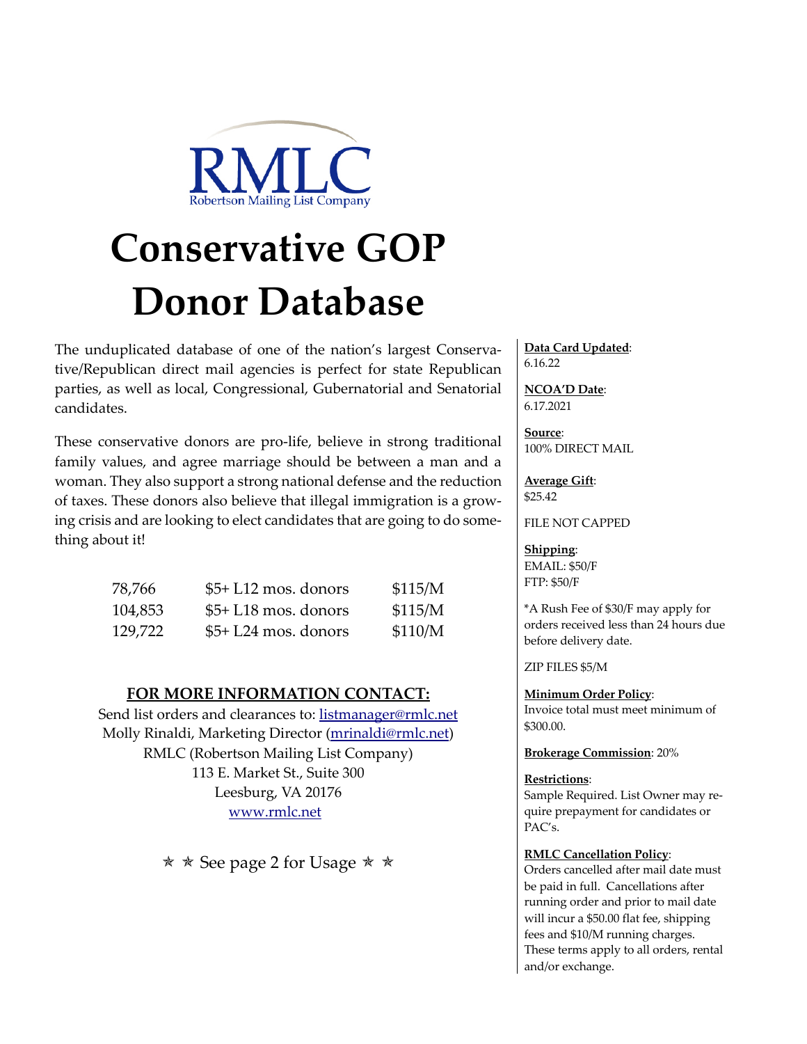RMLC

Robertson Mailing List Company

# Conservative GOP Donor Database

The unduplicated database of one of the nation's largest Conservative/Republican direct mail agencies is perfect for state Republican parties, as well as local, Congressional, Gubernatorial and Senatorial candidates.

These conservative donors are pro-life, believe in strong traditional family values, and agree marriage should be between a man and a woman. They also support a strong national defense and the reduction of taxes. These donors also believe that illegal immigration is a growing crisis and are looking to elect candidates that are going to do something about it!

| | | |
|---|---|---|
| 78,766 | $5+ L12 mos. donors | $115/M |
| 104,853 | $5+ L18 mos. donors | $115/M |
| 129,722 | $5+ L24 mos. donors | $110/M |

## FOR MORE INFORMATION CONTACT:

Send list orders and clearances to: listmanager@rmlc.net
Molly Rinaldi, Marketing Director (mrinaldi@rmlc.net)
RMLC (Robertson Mailing List Company)
113 E. Market St., Suite 300
Leesburg, VA 20176
www.rmlc.net

✯ ✯ See page 2 for Usage ✯ ✯

**Data Card Updated**:
6.16.22

**NCOA'D Date**:
6.17.2021

**Source**:
100% DIRECT MAIL

**Average Gift**:
$25.42

FILE NOT CAPPED

**Shipping**:
EMAIL: $50/F
FTP: $50/F

*A Rush Fee of $30/F may apply for orders received less than 24 hours due before delivery date.

ZIP FILES $5/M

**Minimum Order Policy**:
Invoice total must meet minimum of $300.00.

**Brokerage Commission**: 20%

**Restrictions**:
Sample Required. List Owner may require prepayment for candidates or PAC's.

**RMLC Cancellation Policy**:
Orders cancelled after mail date must be paid in full. Cancellations after running order and prior to mail date will incur a $50.00 flat fee, shipping fees and $10/M running charges. These terms apply to all orders, rental and/or exchange.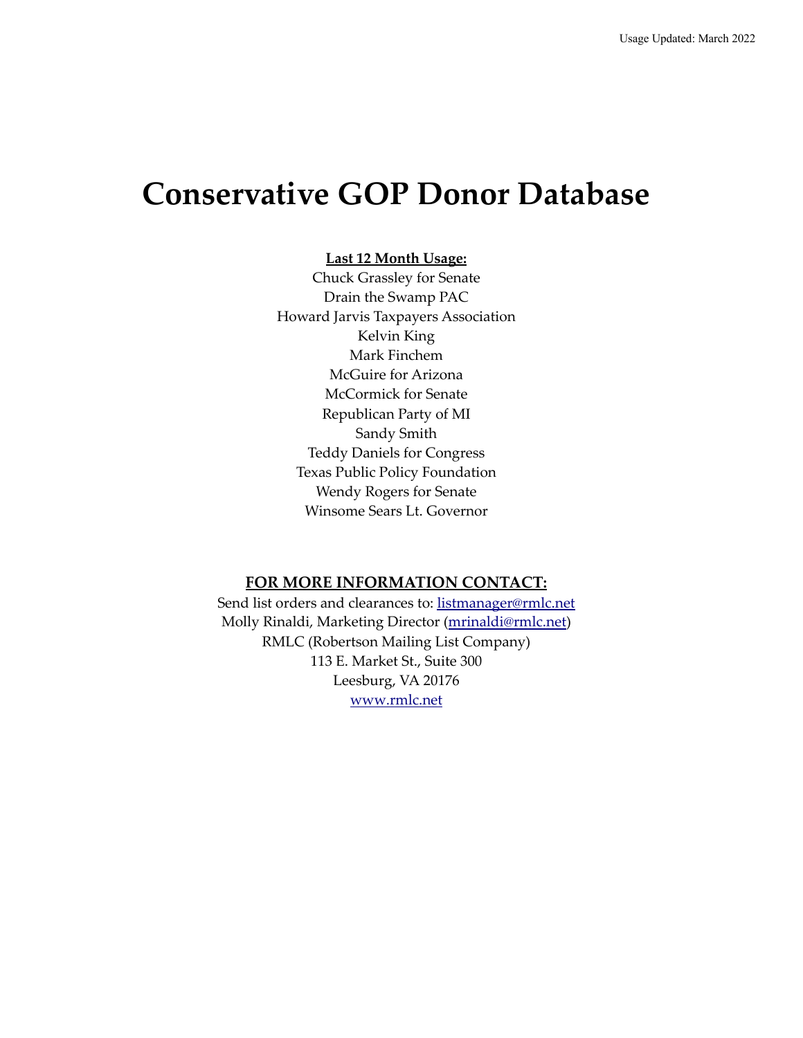Usage Updated: March 2022

# Conservative GOP Donor Database

**Last 12 Month Usage:**

Chuck Grassley for Senate
Drain the Swamp PAC
Howard Jarvis Taxpayers Association
Kelvin King
Mark Finchem
McGuire for Arizona
McCormick for Senate
Republican Party of MI
Sandy Smith
Teddy Daniels for Congress
Texas Public Policy Foundation
Wendy Rogers for Senate
Winsome Sears Lt. Governor

**FOR MORE INFORMATION CONTACT:**

Send list orders and clearances to: listmanager@rmlc.net
Molly Rinaldi, Marketing Director (mrinaldi@rmlc.net)
RMLC (Robertson Mailing List Company)
113 E. Market St., Suite 300
Leesburg, VA 20176
www.rmlc.net